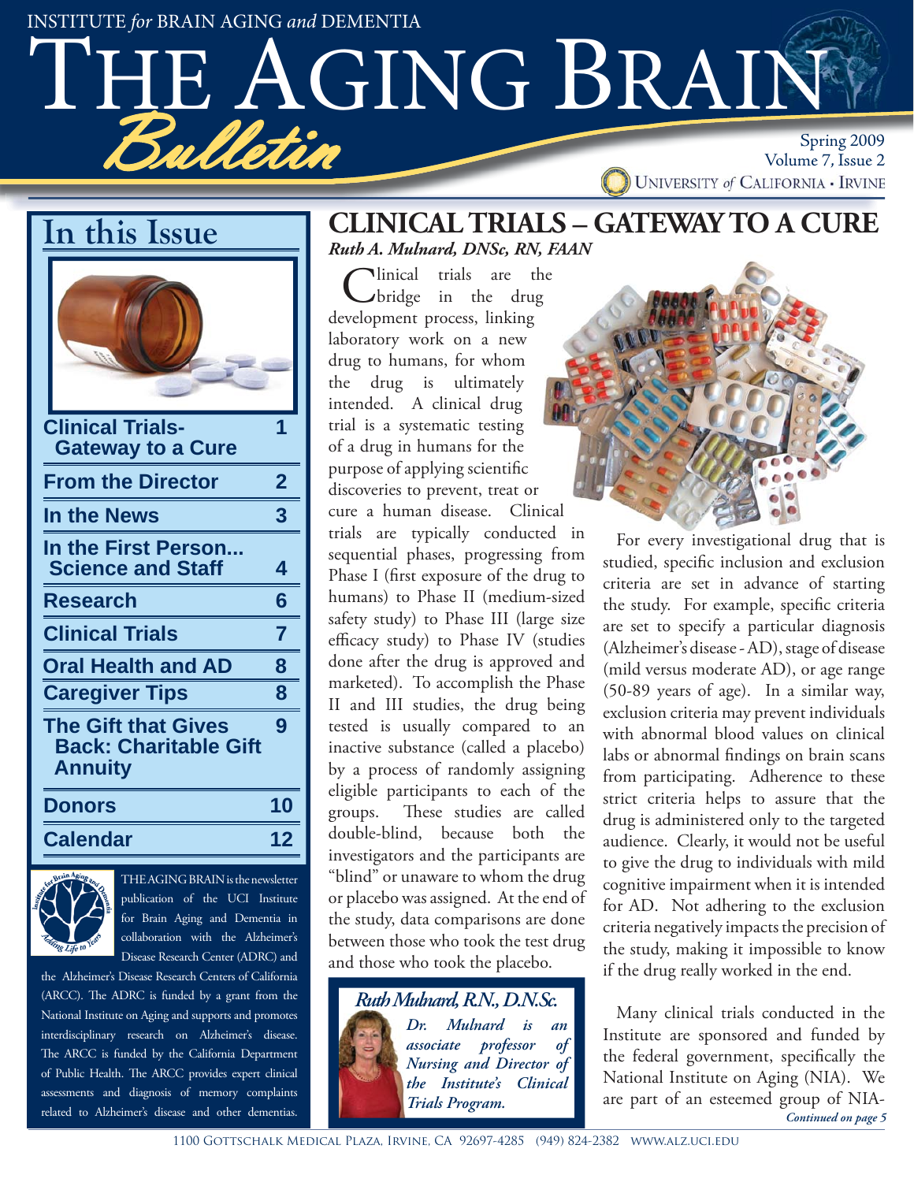INSTITUTE *for* BRAIN AGING *and* DEMENTIA

# THE AGING BRAIN *Bulletin*

Spring 2009
Volume 7, Issue 2
UNIVERSITY *of* CALIFORNIA • IRVINE

## In this Issue

| | |
|---|---|
| **Clinical Trials- Gateway to a Cure** | **1** |
| **From the Director** | **2** |
| **In the News** | **3** |
| **In the First Person... Science and Staff** | **4** |
| **Research** | **6** |
| **Clinical Trials** | **7** |
| **Oral Health and AD** | **8** |
| **Caregiver Tips** | **8** |
| **The Gift that Gives Back: Charitable Gift Annuity** | **9** |
| **Donors** | **10** |
| **Calendar** | **12** |

THE AGING BRAIN is the newsletter publication of the UCI Institute for Brain Aging and Dementia in collaboration with the Alzheimer's Disease Research Center (ADRC) and the Alzheimer's Disease Research Centers of California (ARCC). The ADRC is funded by a grant from the National Institute on Aging and supports and promotes interdisciplinary research on Alzheimer's disease. The ARCC is funded by the California Department of Public Health. The ARCC provides expert clinical assessments and diagnosis of memory complaints related to Alzheimer's disease and other dementias.

# CLINICAL TRIALS – GATEWAY TO A CURE

*Ruth A. Mulnard, DNSc, RN, FAAN*

Clinical trials are the bridge in the drug development process, linking laboratory work on a new drug to humans, for whom the drug is ultimately intended. A clinical drug trial is a systematic testing of a drug in humans for the purpose of applying scientific discoveries to prevent, treat or cure a human disease. Clinical trials are typically conducted in sequential phases, progressing from Phase I (first exposure of the drug to humans) to Phase II (medium-sized safety study) to Phase III (large size efficacy study) to Phase IV (studies done after the drug is approved and marketed). To accomplish the Phase II and III studies, the drug being tested is usually compared to an inactive substance (called a placebo) by a process of randomly assigning eligible participants to each of the groups. These studies are called double-blind, because both the investigators and the participants are "blind" or unaware to whom the drug or placebo was assigned. At the end of the study, data comparisons are done between those who took the test drug and those who took the placebo.

**Ruth Mulnard, R.N., D.N.Sc.**

***Dr. Mulnard is an associate professor of Nursing and Director of the Institute's Clinical Trials Program.***

For every investigational drug that is studied, specific inclusion and exclusion criteria are set in advance of starting the study. For example, specific criteria are set to specify a particular diagnosis (Alzheimer's disease - AD), stage of disease (mild versus moderate AD), or age range (50-89 years of age). In a similar way, exclusion criteria may prevent individuals with abnormal blood values on clinical labs or abnormal findings on brain scans from participating. Adherence to these strict criteria helps to assure that the drug is administered only to the targeted audience. Clearly, it would not be useful to give the drug to individuals with mild cognitive impairment when it is intended for AD. Not adhering to the exclusion criteria negatively impacts the precision of the study, making it impossible to know if the drug really worked in the end.

Many clinical trials conducted in the Institute are sponsored and funded by the federal government, specifically the National Institute on Aging (NIA). We are part of an esteemed group of NIA-

*Continued on page 5*

1100 Gottschalk Medical Plaza, Irvine, CA 92697-4285 (949) 824-2382 www.alz.uci.edu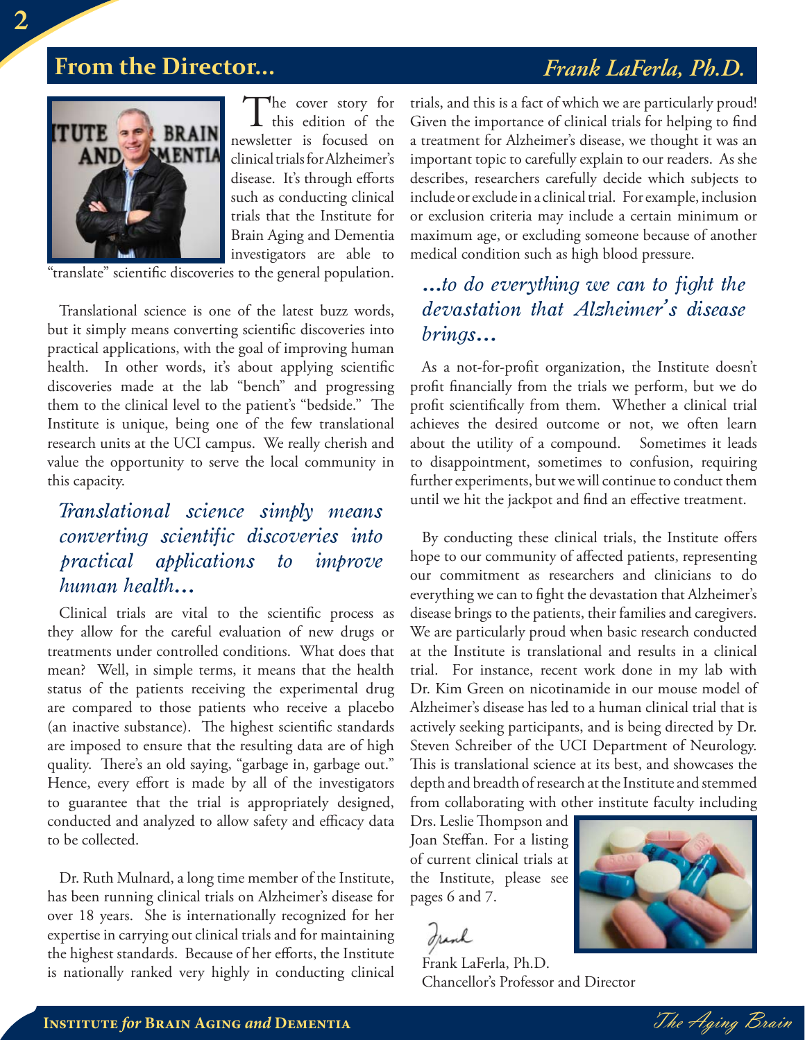## From the Director... *Frank LaFerla, Ph.D.*

The cover story for this edition of the newsletter is focused on clinical trials for Alzheimer's disease. It's through efforts such as conducting clinical trials that the Institute for Brain Aging and Dementia investigators are able to "translate" scientific discoveries to the general population.

Translational science is one of the latest buzz words, but it simply means converting scientific discoveries into practical applications, with the goal of improving human health. In other words, it's about applying scientific discoveries made at the lab "bench" and progressing them to the clinical level to the patient's "bedside." The Institute is unique, being one of the few translational research units at the UCI campus. We really cherish and value the opportunity to serve the local community in this capacity.

> *Translational science simply means converting scientific discoveries into practical applications to improve human health...*

Clinical trials are vital to the scientific process as they allow for the careful evaluation of new drugs or treatments under controlled conditions. What does that mean? Well, in simple terms, it means that the health status of the patients receiving the experimental drug are compared to those patients who receive a placebo (an inactive substance). The highest scientific standards are imposed to ensure that the resulting data are of high quality. There's an old saying, "garbage in, garbage out." Hence, every effort is made by all of the investigators to guarantee that the trial is appropriately designed, conducted and analyzed to allow safety and efficacy data to be collected.

Dr. Ruth Mulnard, a long time member of the Institute, has been running clinical trials on Alzheimer's disease for over 18 years. She is internationally recognized for her expertise in carrying out clinical trials and for maintaining the highest standards. Because of her efforts, the Institute is nationally ranked very highly in conducting clinical trials, and this is a fact of which we are particularly proud! Given the importance of clinical trials for helping to find a treatment for Alzheimer's disease, we thought it was an important topic to carefully explain to our readers. As she describes, researchers carefully decide which subjects to include or exclude in a clinical trial. For example, inclusion or exclusion criteria may include a certain minimum or maximum age, or excluding someone because of another medical condition such as high blood pressure.

> *...to do everything we can to fight the devastation that Alzheimer's disease brings...*

As a not-for-profit organization, the Institute doesn't profit financially from the trials we perform, but we do profit scientifically from them. Whether a clinical trial achieves the desired outcome or not, we often learn about the utility of a compound. Sometimes it leads to disappointment, sometimes to confusion, requiring further experiments, but we will continue to conduct them until we hit the jackpot and find an effective treatment.

By conducting these clinical trials, the Institute offers hope to our community of affected patients, representing our commitment as researchers and clinicians to do everything we can to fight the devastation that Alzheimer's disease brings to the patients, their families and caregivers. We are particularly proud when basic research conducted at the Institute is translational and results in a clinical trial. For instance, recent work done in my lab with Dr. Kim Green on nicotinamide in our mouse model of Alzheimer's disease has led to a human clinical trial that is actively seeking participants, and is being directed by Dr. Steven Schreiber of the UCI Department of Neurology. This is translational science at its best, and showcases the depth and breadth of research at the Institute and stemmed from collaborating with other institute faculty including Drs. Leslie Thompson and Joan Steffan. For a listing of current clinical trials at the Institute, please see pages 6 and 7.

Frank

Frank LaFerla, Ph.D.
Chancellor's Professor and Director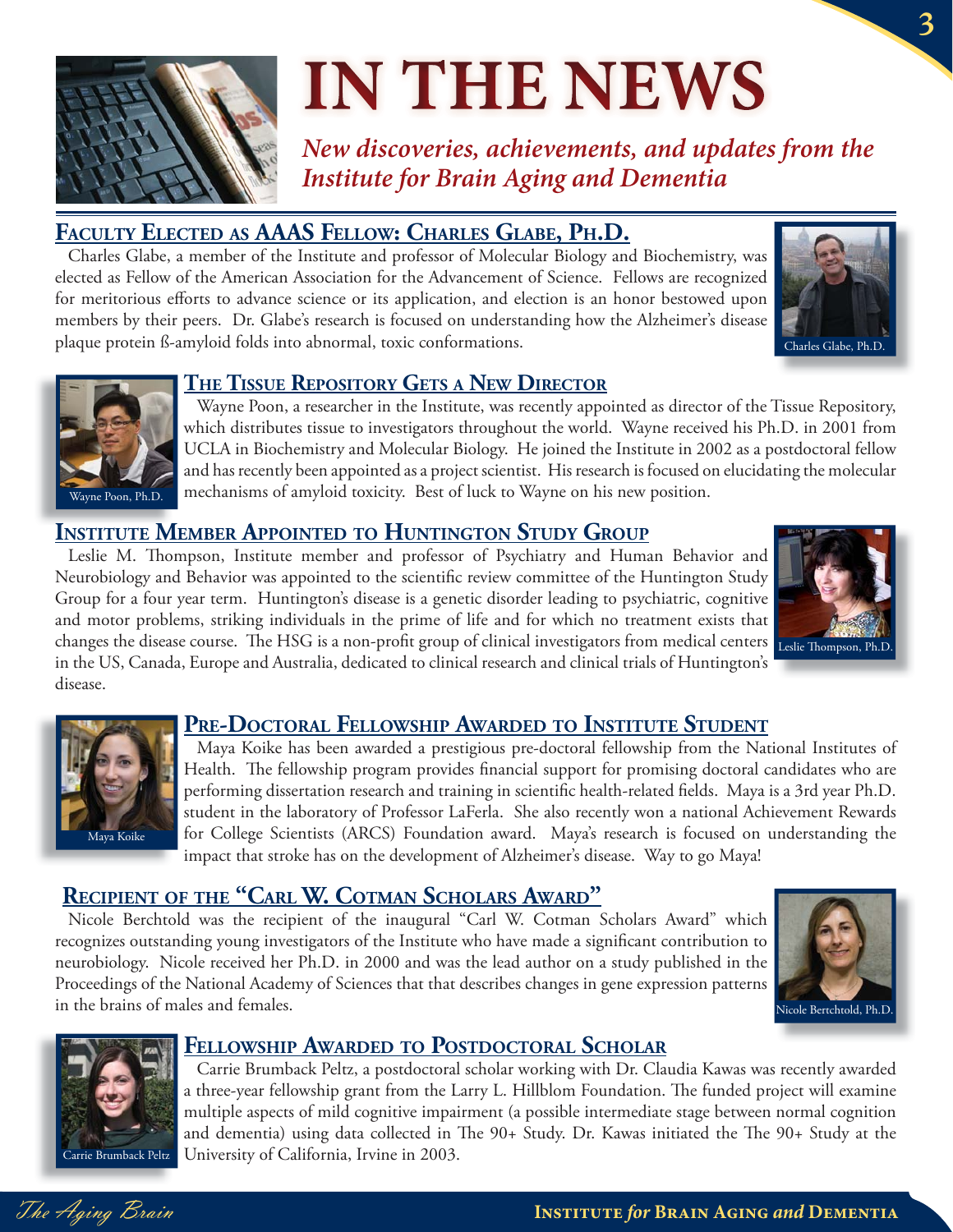# IN THE NEWS

*New discoveries, achievements, and updates from the Institute for Brain Aging and Dementia*

## Faculty Elected as AAAS Fellow: Charles Glabe, Ph.D.

Charles Glabe, a member of the Institute and professor of Molecular Biology and Biochemistry, was elected as Fellow of the American Association for the Advancement of Science. Fellows are recognized for meritorious efforts to advance science or its application, and election is an honor bestowed upon members by their peers. Dr. Glabe's research is focused on understanding how the Alzheimer's disease plaque protein ß-amyloid folds into abnormal, toxic conformations.

Charles Glabe, Ph.D.

## The Tissue Repository Gets a New Director

Wayne Poon, a researcher in the Institute, was recently appointed as director of the Tissue Repository, which distributes tissue to investigators throughout the world. Wayne received his Ph.D. in 2001 from UCLA in Biochemistry and Molecular Biology. He joined the Institute in 2002 as a postdoctoral fellow and has recently been appointed as a project scientist. His research is focused on elucidating the molecular mechanisms of amyloid toxicity. Best of luck to Wayne on his new position.

Wayne Poon, Ph.D.

## Institute Member Appointed to Huntington Study Group

Leslie M. Thompson, Institute member and professor of Psychiatry and Human Behavior and Neurobiology and Behavior was appointed to the scientific review committee of the Huntington Study Group for a four year term. Huntington's disease is a genetic disorder leading to psychiatric, cognitive and motor problems, striking individuals in the prime of life and for which no treatment exists that changes the disease course. The HSG is a non-profit group of clinical investigators from medical centers in the US, Canada, Europe and Australia, dedicated to clinical research and clinical trials of Huntington's disease.

Leslie Thompson, Ph.D.

## Pre-Doctoral Fellowship Awarded to Institute Student

Maya Koike has been awarded a prestigious pre-doctoral fellowship from the National Institutes of Health. The fellowship program provides financial support for promising doctoral candidates who are performing dissertation research and training in scientific health-related fields. Maya is a 3rd year Ph.D. student in the laboratory of Professor LaFerla. She also recently won a national Achievement Rewards for College Scientists (ARCS) Foundation award. Maya's research is focused on understanding the impact that stroke has on the development of Alzheimer's disease. Way to go Maya!

Maya Koike

## Recipient of the "Carl W. Cotman Scholars Award"

Nicole Berchtold was the recipient of the inaugural "Carl W. Cotman Scholars Award" which recognizes outstanding young investigators of the Institute who have made a significant contribution to neurobiology. Nicole received her Ph.D. in 2000 and was the lead author on a study published in the Proceedings of the National Academy of Sciences that that describes changes in gene expression patterns in the brains of males and females.

Nicole Bertchtold, Ph.D.

## Fellowship Awarded to Postdoctoral Scholar

Carrie Brumback Peltz, a postdoctoral scholar working with Dr. Claudia Kawas was recently awarded a three-year fellowship grant from the Larry L. Hillblom Foundation. The funded project will examine multiple aspects of mild cognitive impairment (a possible intermediate stage between normal cognition and dementia) using data collected in The 90+ Study. Dr. Kawas initiated the The 90+ Study at the University of California, Irvine in 2003.

Carrie Brumback Peltz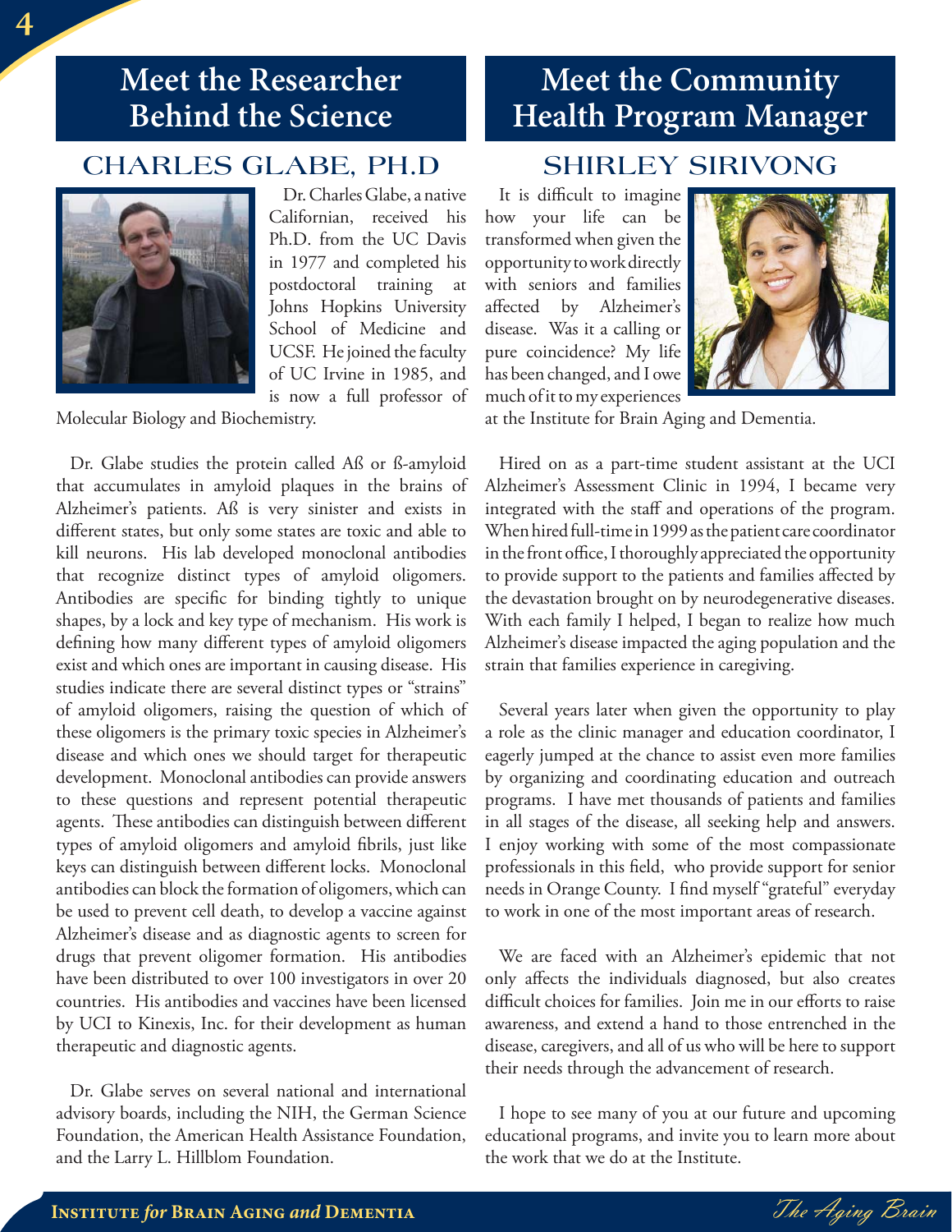# Meet the Researcher Behind the Science

## CHARLES GLABE, PH.D

Dr. Charles Glabe, a native Californian, received his Ph.D. from the UC Davis in 1977 and completed his postdoctoral training at Johns Hopkins University School of Medicine and UCSF. He joined the faculty of UC Irvine in 1985, and is now a full professor of Molecular Biology and Biochemistry.

Dr. Glabe studies the protein called Aß or ß-amyloid that accumulates in amyloid plaques in the brains of Alzheimer's patients. Aß is very sinister and exists in different states, but only some states are toxic and able to kill neurons. His lab developed monoclonal antibodies that recognize distinct types of amyloid oligomers. Antibodies are specific for binding tightly to unique shapes, by a lock and key type of mechanism. His work is defining how many different types of amyloid oligomers exist and which ones are important in causing disease. His studies indicate there are several distinct types or "strains" of amyloid oligomers, raising the question of which of these oligomers is the primary toxic species in Alzheimer's disease and which ones we should target for therapeutic development. Monoclonal antibodies can provide answers to these questions and represent potential therapeutic agents. These antibodies can distinguish between different types of amyloid oligomers and amyloid fibrils, just like keys can distinguish between different locks. Monoclonal antibodies can block the formation of oligomers, which can be used to prevent cell death, to develop a vaccine against Alzheimer's disease and as diagnostic agents to screen for drugs that prevent oligomer formation. His antibodies have been distributed to over 100 investigators in over 20 countries. His antibodies and vaccines have been licensed by UCI to Kinexis, Inc. for their development as human therapeutic and diagnostic agents.

Dr. Glabe serves on several national and international advisory boards, including the NIH, the German Science Foundation, the American Health Assistance Foundation, and the Larry L. Hillblom Foundation.

# Meet the Community Health Program Manager

## SHIRLEY SIRIVONG

It is difficult to imagine how your life can be transformed when given the opportunity to work directly with seniors and families affected by Alzheimer's disease. Was it a calling or pure coincidence? My life has been changed, and I owe much of it to my experiences at the Institute for Brain Aging and Dementia.

Hired on as a part-time student assistant at the UCI Alzheimer's Assessment Clinic in 1994, I became very integrated with the staff and operations of the program. When hired full-time in 1999 as the patient care coordinator in the front office, I thoroughly appreciated the opportunity to provide support to the patients and families affected by the devastation brought on by neurodegenerative diseases. With each family I helped, I began to realize how much Alzheimer's disease impacted the aging population and the strain that families experience in caregiving.

Several years later when given the opportunity to play a role as the clinic manager and education coordinator, I eagerly jumped at the chance to assist even more families by organizing and coordinating education and outreach programs. I have met thousands of patients and families in all stages of the disease, all seeking help and answers. I enjoy working with some of the most compassionate professionals in this field, who provide support for senior needs in Orange County. I find myself "grateful" everyday to work in one of the most important areas of research.

We are faced with an Alzheimer's epidemic that not only affects the individuals diagnosed, but also creates difficult choices for families. Join me in our efforts to raise awareness, and extend a hand to those entrenched in the disease, caregivers, and all of us who will be here to support their needs through the advancement of research.

I hope to see many of you at our future and upcoming educational programs, and invite you to learn more about the work that we do at the Institute.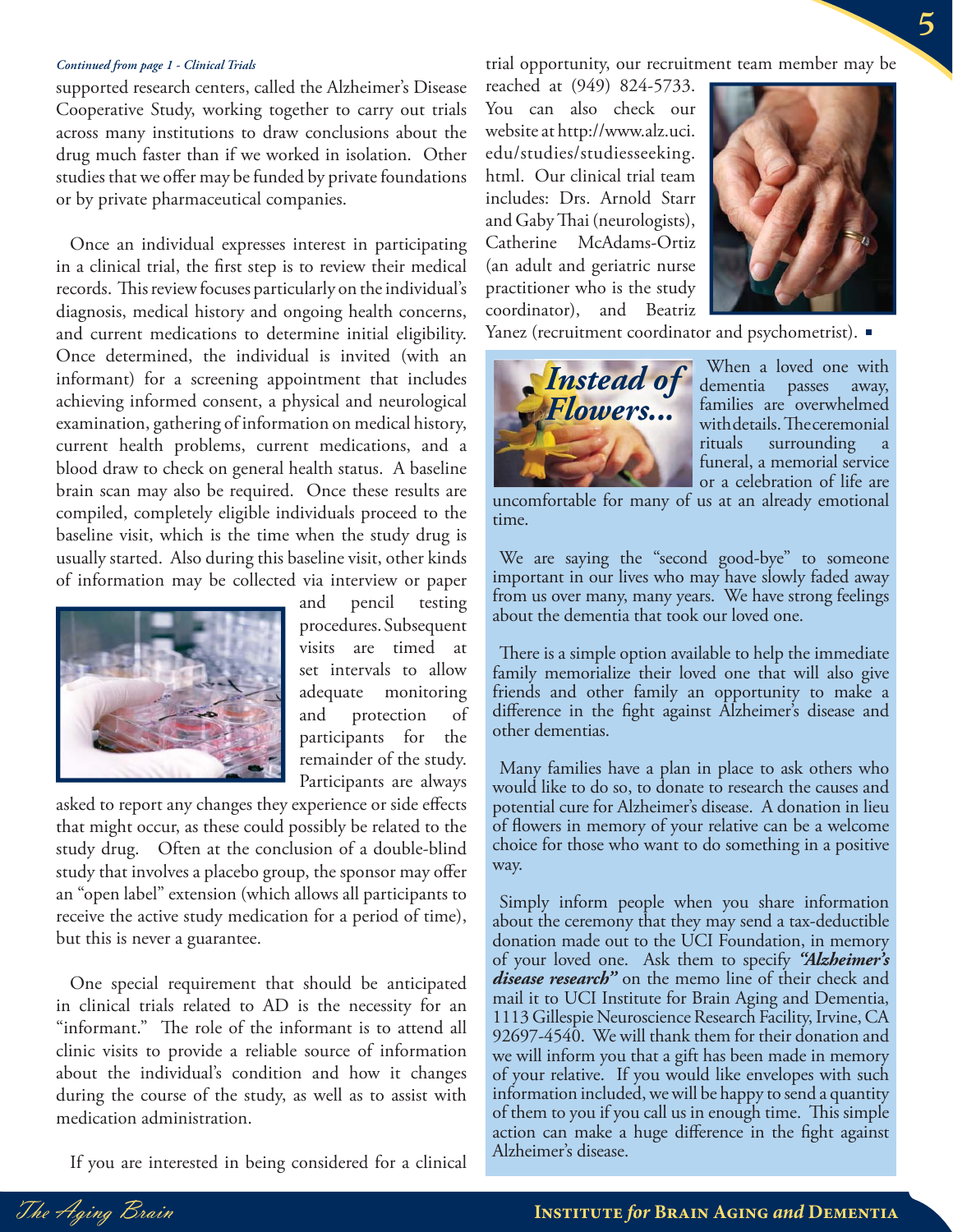*Continued from page 1 - Clinical Trials*

supported research centers, called the Alzheimer's Disease Cooperative Study, working together to carry out trials across many institutions to draw conclusions about the drug much faster than if we worked in isolation. Other studies that we offer may be funded by private foundations or by private pharmaceutical companies.

Once an individual expresses interest in participating in a clinical trial, the first step is to review their medical records. This review focuses particularly on the individual's diagnosis, medical history and ongoing health concerns, and current medications to determine initial eligibility. Once determined, the individual is invited (with an informant) for a screening appointment that includes achieving informed consent, a physical and neurological examination, gathering of information on medical history, current health problems, current medications, and a blood draw to check on general health status. A baseline brain scan may also be required. Once these results are compiled, completely eligible individuals proceed to the baseline visit, which is the time when the study drug is usually started. Also during this baseline visit, other kinds of information may be collected via interview or paper and pencil testing procedures. Subsequent visits are timed at set intervals to allow adequate monitoring and protection of participants for the remainder of the study. Participants are always asked to report any changes they experience or side effects that might occur, as these could possibly be related to the study drug. Often at the conclusion of a double-blind study that involves a placebo group, the sponsor may offer an "open label" extension (which allows all participants to receive the active study medication for a period of time), but this is never a guarantee.

One special requirement that should be anticipated in clinical trials related to AD is the necessity for an "informant." The role of the informant is to attend all clinic visits to provide a reliable source of information about the individual's condition and how it changes during the course of the study, as well as to assist with medication administration.

If you are interested in being considered for a clinical trial opportunity, our recruitment team member may be reached at (949) 824-5733. You can also check our website at http://www.alz.uci.edu/studies/studiesseeking.html. Our clinical trial team includes: Drs. Arnold Starr and Gaby Thai (neurologists), Catherine McAdams-Ortiz (an adult and geriatric nurse practitioner who is the study coordinator), and Beatriz Yanez (recruitment coordinator and psychometrist). ▪

## Instead of Flowers...

When a loved one with dementia passes away, families are overwhelmed with details. The ceremonial rituals surrounding a funeral, a memorial service or a celebration of life are uncomfortable for many of us at an already emotional time.

We are saying the "second good-bye" to someone important in our lives who may have slowly faded away from us over many, many years. We have strong feelings about the dementia that took our loved one.

There is a simple option available to help the immediate family memorialize their loved one that will also give friends and other family an opportunity to make a difference in the fight against Alzheimer's disease and other dementias.

Many families have a plan in place to ask others who would like to do so, to donate to research the causes and potential cure for Alzheimer's disease. A donation in lieu of flowers in memory of your relative can be a welcome choice for those who want to do something in a positive way.

Simply inform people when you share information about the ceremony that they may send a tax-deductible donation made out to the UCI Foundation, in memory of your loved one. Ask them to specify ***"Alzheimer's disease research"*** on the memo line of their check and mail it to UCI Institute for Brain Aging and Dementia, 1113 Gillespie Neuroscience Research Facility, Irvine, CA 92697-4540. We will thank them for their donation and we will inform you that a gift has been made in memory of your relative. If you would like envelopes with such information included, we will be happy to send a quantity of them to you if you call us in enough time. This simple action can make a huge difference in the fight against Alzheimer's disease.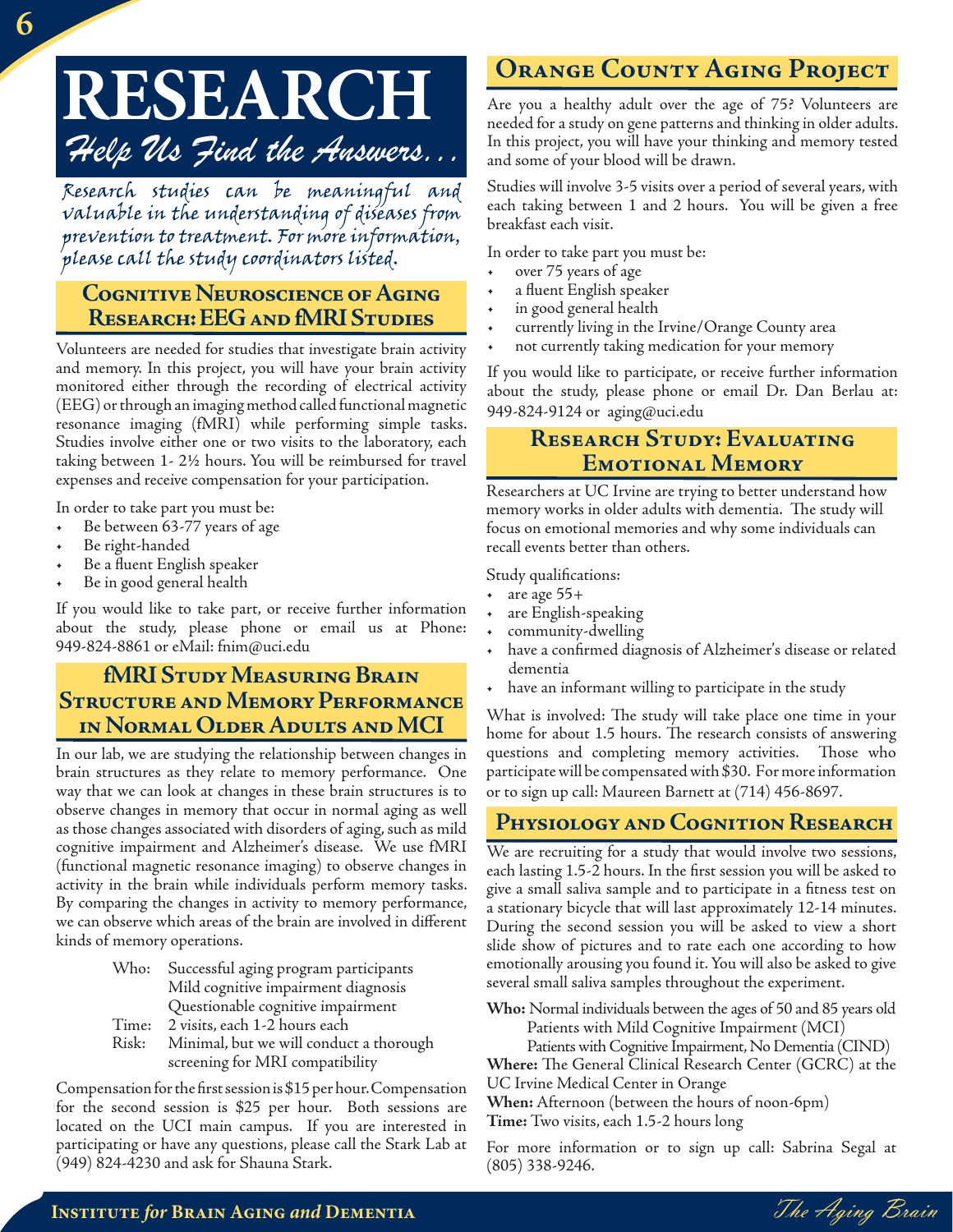# RESEARCH

*Help Us Find the Answers...*

*Research studies can be meaningful and valuable in the understanding of diseases from prevention to treatment. For more information, please call the study coordinators listed.*

## Cognitive Neuroscience of Aging Research: EEG and fMRI Studies

Volunteers are needed for studies that investigate brain activity and memory. In this project, you will have your brain activity monitored either through the recording of electrical activity (EEG) or through an imaging method called functional magnetic resonance imaging (fMRI) while performing simple tasks. Studies involve either one or two visits to the laboratory, each taking between 1- 2½ hours. You will be reimbursed for travel expenses and receive compensation for your participation.

In order to take part you must be:

- Be between 63-77 years of age
- Be right-handed
- Be a fluent English speaker
- Be in good general health

If you would like to take part, or receive further information about the study, please phone or email us at Phone: 949-824-8861 or eMail: fnim@uci.edu

## fMRI Study Measuring Brain Structure and Memory Performance in Normal Older Adults and MCI

In our lab, we are studying the relationship between changes in brain structures as they relate to memory performance. One way that we can look at changes in these brain structures is to observe changes in memory that occur in normal aging as well as those changes associated with disorders of aging, such as mild cognitive impairment and Alzheimer's disease. We use fMRI (functional magnetic resonance imaging) to observe changes in activity in the brain while individuals perform memory tasks. By comparing the changes in activity to memory performance, we can observe which areas of the brain are involved in different kinds of memory operations.

Who: Successful aging program participants
Mild cognitive impairment diagnosis
Questionable cognitive impairment
Time: 2 visits, each 1-2 hours each
Risk: Minimal, but we will conduct a thorough screening for MRI compatibility

Compensation for the first session is $15 per hour. Compensation for the second session is $25 per hour. Both sessions are located on the UCI main campus. If you are interested in participating or have any questions, please call the Stark Lab at (949) 824-4230 and ask for Shauna Stark.

## Orange County Aging Project

Are you a healthy adult over the age of 75? Volunteers are needed for a study on gene patterns and thinking in older adults. In this project, you will have your thinking and memory tested and some of your blood will be drawn.

Studies will involve 3-5 visits over a period of several years, with each taking between 1 and 2 hours. You will be given a free breakfast each visit.

In order to take part you must be:

- over 75 years of age
- a fluent English speaker
- in good general health
- currently living in the Irvine/Orange County area
- not currently taking medication for your memory

If you would like to participate, or receive further information about the study, please phone or email Dr. Dan Berlau at: 949-824-9124 or aging@uci.edu

## Research Study: Evaluating Emotional Memory

Researchers at UC Irvine are trying to better understand how memory works in older adults with dementia. The study will focus on emotional memories and why some individuals can recall events better than others.

Study qualifications:

- are age 55+
- are English-speaking
- community-dwelling
- have a confirmed diagnosis of Alzheimer's disease or related dementia
- have an informant willing to participate in the study

What is involved: The study will take place one time in your home for about 1.5 hours. The research consists of answering questions and completing memory activities. Those who participate will be compensated with $30. For more information or to sign up call: Maureen Barnett at (714) 456-8697.

## Physiology and Cognition Research

We are recruiting for a study that would involve two sessions, each lasting 1.5-2 hours. In the first session you will be asked to give a small saliva sample and to participate in a fitness test on a stationary bicycle that will last approximately 12-14 minutes. During the second session you will be asked to view a short slide show of pictures and to rate each one according to how emotionally arousing you found it. You will also be asked to give several small saliva samples throughout the experiment.

**Who:** Normal individuals between the ages of 50 and 85 years old
Patients with Mild Cognitive Impairment (MCI)
Patients with Cognitive Impairment, No Dementia (CIND)
**Where:** The General Clinical Research Center (GCRC) at the UC Irvine Medical Center in Orange
**When:** Afternoon (between the hours of noon-6pm)
**Time:** Two visits, each 1.5-2 hours long

For more information or to sign up call: Sabrina Segal at (805) 338-9246.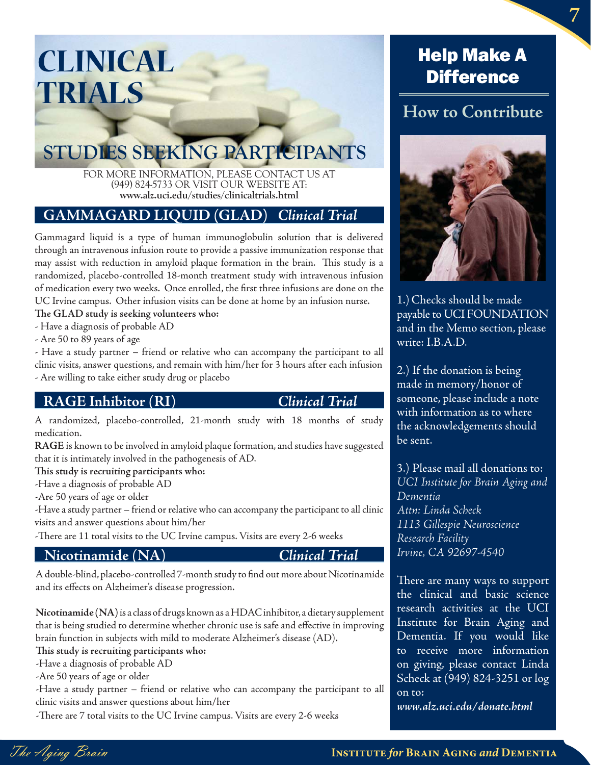# CLINICAL TRIALS

## STUDIES SEEKING PARTICIPANTS

FOR MORE INFORMATION, PLEASE CONTACT US AT (949) 824-5733 OR VISIT OUR WEBSITE AT: **www.alz.uci.edu/studies/clinicaltrials.html**

### GAMMAGARD LIQUID (GLAD) *Clinical Trial*

Gammagard liquid is a type of human immunoglobulin solution that is delivered through an intravenous infusion route to provide a passive immunization response that may assist with reduction in amyloid plaque formation in the brain. This study is a randomized, placebo-controlled 18-month treatment study with intravenous infusion of medication every two weeks. Once enrolled, the first three infusions are done on the UC Irvine campus. Other infusion visits can be done at home by an infusion nurse.

**The GLAD study is seeking volunteers who:**

- Have a diagnosis of probable AD
- Are 50 to 89 years of age
- Have a study partner – friend or relative who can accompany the participant to all clinic visits, answer questions, and remain with him/her for 3 hours after each infusion
- Are willing to take either study drug or placebo

### RAGE Inhibitor (RI) *Clinical Trial*

A randomized, placebo-controlled, 21-month study with 18 months of study medication.

**RAGE** is known to be involved in amyloid plaque formation, and studies have suggested that it is intimately involved in the pathogenesis of AD.

**This study is recruiting participants who:**

- Have a diagnosis of probable AD
- Are 50 years of age or older
- Have a study partner – friend or relative who can accompany the participant to all clinic visits and answer questions about him/her
- There are 11 total visits to the UC Irvine campus. Visits are every 2-6 weeks

### Nicotinamide (NA) *Clinical Trial*

A double-blind, placebo-controlled 7-month study to find out more about Nicotinamide and its effects on Alzheimer's disease progression.

**Nicotinamide (NA)** is a class of drugs known as a HDAC inhibitor, a dietary supplement that is being studied to determine whether chronic use is safe and effective in improving brain function in subjects with mild to moderate Alzheimer's disease (AD).

**This study is recruiting participants who:**

- Have a diagnosis of probable AD
- Are 50 years of age or older
- Have a study partner – friend or relative who can accompany the participant to all clinic visits and answer questions about him/her
- There are 7 total visits to the UC Irvine campus. Visits are every 2-6 weeks

## Help Make A Difference

### How to Contribute

1.) Checks should be made payable to UCI FOUNDATION and in the Memo section, please write: I.B.A.D.

2.) If the donation is being made in memory/honor of someone, please include a note with information as to where the acknowledgements should be sent.

3.) Please mail all donations to:
*UCI Institute for Brain Aging and Dementia*
*Attn: Linda Scheck*
*1113 Gillespie Neuroscience Research Facility*
*Irvine, CA 92697-4540*

There are many ways to support the clinical and basic science research activities at the UCI Institute for Brain Aging and Dementia. If you would like to receive more information on giving, please contact Linda Scheck at (949) 824-3251 or log on to:
***www.alz.uci.edu/donate.html***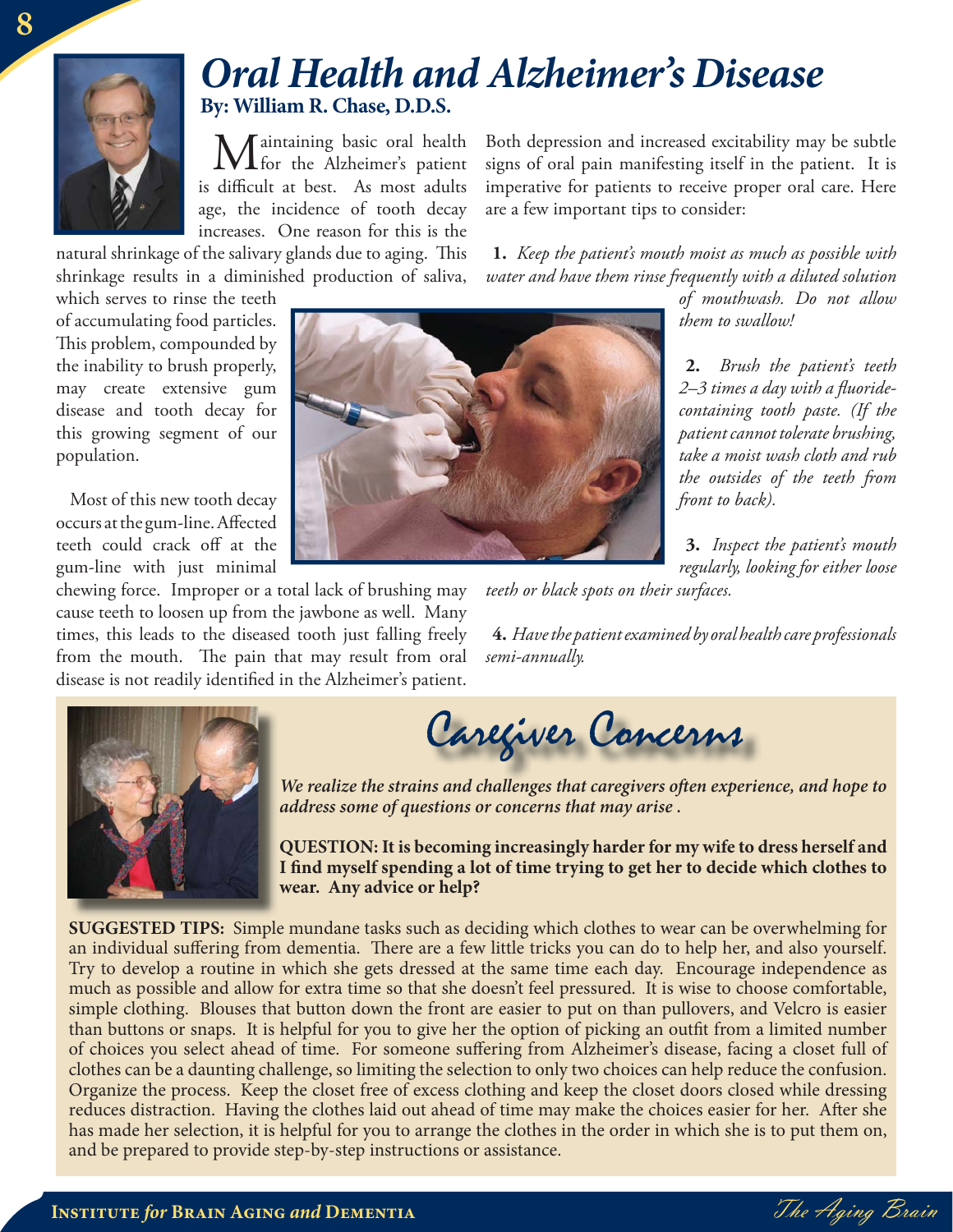# *Oral Health and Alzheimer's Disease*

**By: William R. Chase, D.D.S.**

Maintaining basic oral health for the Alzheimer's patient is difficult at best. As most adults age, the incidence of tooth decay increases. One reason for this is the natural shrinkage of the salivary glands due to aging. This shrinkage results in a diminished production of saliva, which serves to rinse the teeth of accumulating food particles. This problem, compounded by the inability to brush properly, may create extensive gum disease and tooth decay for this growing segment of our population.

Most of this new tooth decay occurs at the gum-line. Affected teeth could crack off at the gum-line with just minimal chewing force. Improper or a total lack of brushing may cause teeth to loosen up from the jawbone as well. Many times, this leads to the diseased tooth just falling freely from the mouth. The pain that may result from oral disease is not readily identified in the Alzheimer's patient. Both depression and increased excitability may be subtle signs of oral pain manifesting itself in the patient. It is imperative for patients to receive proper oral care. Here are a few important tips to consider:

**1.** *Keep the patient's mouth moist as much as possible with water and have them rinse frequently with a diluted solution of mouthwash. Do not allow them to swallow!*

**2.** *Brush the patient's teeth 2–3 times a day with a fluoride-containing tooth paste. (If the patient cannot tolerate brushing, take a moist wash cloth and rub the outsides of the teeth from front to back).*

**3.** *Inspect the patient's mouth regularly, looking for either loose teeth or black spots on their surfaces.*

**4.** *Have the patient examined by oral health care professionals semi-annually.*

## Caregiver Concerns

***We realize the strains and challenges that caregivers often experience, and hope to address some of questions or concerns that may arise .***

**QUESTION: It is becoming increasingly harder for my wife to dress herself and I find myself spending a lot of time trying to get her to decide which clothes to wear. Any advice or help?**

**SUGGESTED TIPS:** Simple mundane tasks such as deciding which clothes to wear can be overwhelming for an individual suffering from dementia. There are a few little tricks you can do to help her, and also yourself. Try to develop a routine in which she gets dressed at the same time each day. Encourage independence as much as possible and allow for extra time so that she doesn't feel pressured. It is wise to choose comfortable, simple clothing. Blouses that button down the front are easier to put on than pullovers, and Velcro is easier than buttons or snaps. It is helpful for you to give her the option of picking an outfit from a limited number of choices you select ahead of time. For someone suffering from Alzheimer's disease, facing a closet full of clothes can be a daunting challenge, so limiting the selection to only two choices can help reduce the confusion. Organize the process. Keep the closet free of excess clothing and keep the closet doors closed while dressing reduces distraction. Having the clothes laid out ahead of time may make the choices easier for her. After she has made her selection, it is helpful for you to arrange the clothes in the order in which she is to put them on, and be prepared to provide step-by-step instructions or assistance.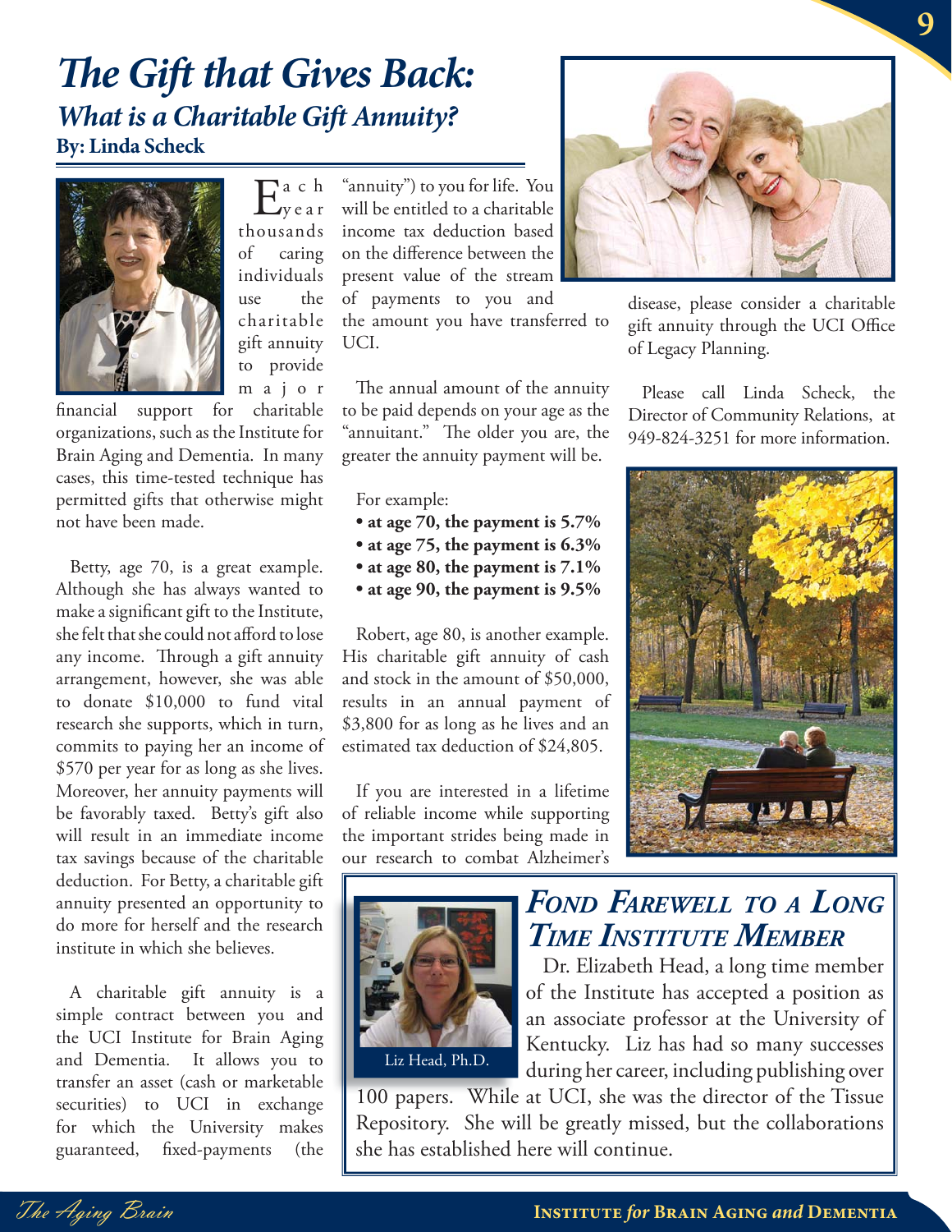# The Gift that Gives Back:

## What is a Charitable Gift Annuity?

**By: Linda Scheck**

Each year thousands of caring individuals use the charitable gift annuity to provide major financial support for charitable organizations, such as the Institute for Brain Aging and Dementia. In many cases, this time-tested technique has permitted gifts that otherwise might not have been made.

Betty, age 70, is a great example. Although she has always wanted to make a significant gift to the Institute, she felt that she could not afford to lose any income. Through a gift annuity arrangement, however, she was able to donate $10,000 to fund vital research she supports, which in turn, commits to paying her an income of $570 per year for as long as she lives. Moreover, her annuity payments will be favorably taxed. Betty's gift also will result in an immediate income tax savings because of the charitable deduction. For Betty, a charitable gift annuity presented an opportunity to do more for herself and the research institute in which she believes.

A charitable gift annuity is a simple contract between you and the UCI Institute for Brain Aging and Dementia. It allows you to transfer an asset (cash or marketable securities) to UCI in exchange for which the University makes guaranteed, fixed-payments (the "annuity") to you for life. You will be entitled to a charitable income tax deduction based on the difference between the present value of the stream of payments to you and the amount you have transferred to UCI.

The annual amount of the annuity to be paid depends on your age as the "annuitant." The older you are, the greater the annuity payment will be.

For example:

- **at age 70, the payment is 5.7%**
- **at age 75, the payment is 6.3%**
- **at age 80, the payment is 7.1%**
- **at age 90, the payment is 9.5%**

Robert, age 80, is another example. His charitable gift annuity of cash and stock in the amount of $50,000, results in an annual payment of $3,800 for as long as he lives and an estimated tax deduction of $24,805.

If you are interested in a lifetime of reliable income while supporting the important strides being made in our research to combat Alzheimer's disease, please consider a charitable gift annuity through the UCI Office of Legacy Planning.

Please call Linda Scheck, the Director of Community Relations, at 949-824-3251 for more information.

## Fond Farewell to a Long Time Institute Member

Liz Head, Ph.D.

Dr. Elizabeth Head, a long time member of the Institute has accepted a position as an associate professor at the University of Kentucky. Liz has had so many successes during her career, including publishing over 100 papers. While at UCI, she was the director of the Tissue Repository. She will be greatly missed, but the collaborations she has established here will continue.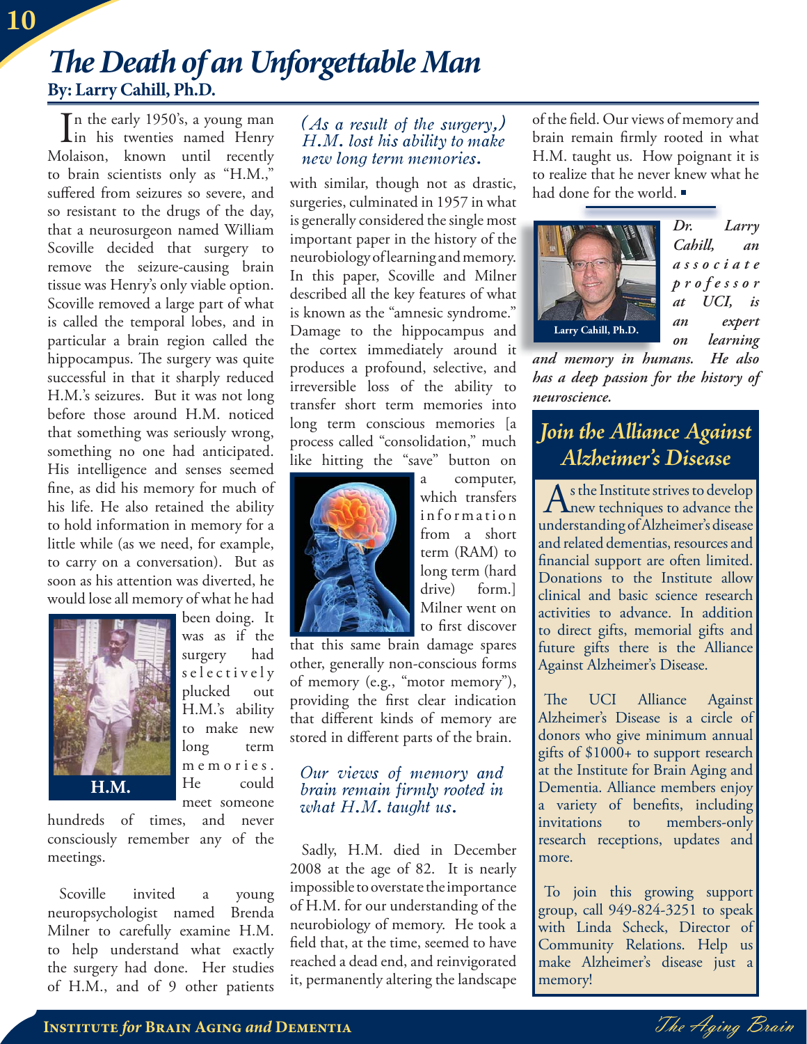# The Death of an Unforgettable Man

**By: Larry Cahill, Ph.D.**

In the early 1950's, a young man in his twenties named Henry Molaison, known until recently to brain scientists only as "H.M.," suffered from seizures so severe, and so resistant to the drugs of the day, that a neurosurgeon named William Scoville decided that surgery to remove the seizure-causing brain tissue was Henry's only viable option. Scoville removed a large part of what is called the temporal lobes, and in particular a brain region called the hippocampus. The surgery was quite successful in that it sharply reduced H.M.'s seizures. But it was not long before those around H.M. noticed that something was seriously wrong, something no one had anticipated. His intelligence and senses seemed fine, as did his memory for much of his life. He also retained the ability to hold information in memory for a little while (as we need, for example, to carry on a conversation). But as soon as his attention was diverted, he would lose all memory of what he had been doing. It was as if the surgery had selectively plucked out H.M.'s ability to make new long term memories. He could meet someone hundreds of times, and never consciously remember any of the meetings.

H.M.

Scoville invited a young neuropsychologist named Brenda Milner to carefully examine H.M. to help understand what exactly the surgery had done. Her studies of H.M., and of 9 other patients with similar, though not as drastic, surgeries, culminated in 1957 in what is generally considered the single most important paper in the history of the neurobiology of learning and memory. In this paper, Scoville and Milner described all the key features of what is known as the "amnesic syndrome." Damage to the hippocampus and the cortex immediately around it produces a profound, selective, and irreversible loss of the ability to transfer short term memories into long term conscious memories [a process called "consolidation," much like hitting the "save" button on a computer, which transfers information from a short term (RAM) to long term (hard drive) form.] Milner went on to first discover that this same brain damage spares other, generally non-conscious forms of memory (e.g., "motor memory"), providing the first clear indication that different kinds of memory are stored in different parts of the brain.

*(As a result of the surgery,) H.M. lost his ability to make new long term memories.*

*Our views of memory and brain remain firmly rooted in what H.M. taught us.*

Sadly, H.M. died in December 2008 at the age of 82. It is nearly impossible to overstate the importance of H.M. for our understanding of the neurobiology of memory. He took a field that, at the time, seemed to have reached a dead end, and reinvigorated it, permanently altering the landscape of the field. Our views of memory and brain remain firmly rooted in what H.M. taught us. How poignant it is to realize that he never knew what he had done for the world. ▪

Larry Cahill, Ph.D.

*Dr. Larry Cahill, an associate professor at UCI, is an expert on learning and memory in humans. He also has a deep passion for the history of neuroscience.*

## Join the Alliance Against Alzheimer's Disease

As the Institute strives to develop new techniques to advance the understanding of Alzheimer's disease and related dementias, resources and financial support are often limited. Donations to the Institute allow clinical and basic science research activities to advance. In addition to direct gifts, memorial gifts and future gifts there is the Alliance Against Alzheimer's Disease.

The UCI Alliance Against Alzheimer's Disease is a circle of donors who give minimum annual gifts of $1000+ to support research at the Institute for Brain Aging and Dementia. Alliance members enjoy a variety of benefits, including invitations to members-only research receptions, updates and more.

To join this growing support group, call 949-824-3251 to speak with Linda Scheck, Director of Community Relations. Help us make Alzheimer's disease just a memory!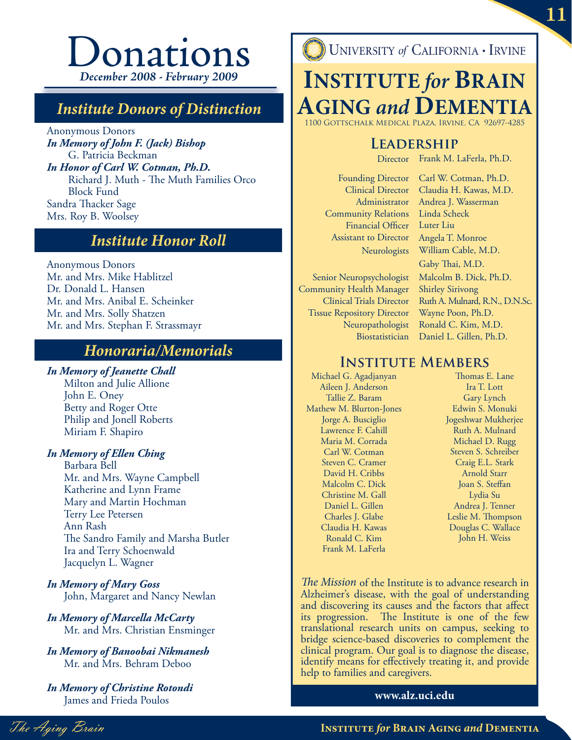# Donations

***December 2008 - February 2009***

## *Institute Donors of Distinction*

Anonymous Donors

***In Memory of John F. (Jack) Bishop***

G. Patricia Beckman

***In Honor of Carl W. Cotman, Ph.D.***

Richard J. Muth - The Muth Families Orco Block Fund

Sandra Thacker Sage

Mrs. Roy B. Woolsey

## *Institute Honor Roll*

Anonymous Donors

Mr. and Mrs. Mike Hablitzel

Dr. Donald L. Hansen

Mr. and Mrs. Anibal E. Scheinker

Mr. and Mrs. Solly Shatzen

Mr. and Mrs. Stephan F. Strassmayr

## *Honoraria/Memorials*

***In Memory of Jeanette Chall***

Milton and Julie Allione

John E. Oney

Betty and Roger Otte

Philip and Jonell Roberts

Miriam F. Shapiro

***In Memory of Ellen Ching***

Barbara Bell

Mr. and Mrs. Wayne Campbell

Katherine and Lynn Frame

Mary and Martin Hochman

Terry Lee Petersen

Ann Rash

The Sandro Family and Marsha Butler

Ira and Terry Schoenwald

Jacquelyn L. Wagner

***In Memory of Mary Goss***

John, Margaret and Nancy Newlan

***In Memory of Marcella McCarty***

Mr. and Mrs. Christian Ensminger

***In Memory of Banoobai Nikmanesh***

Mr. and Mrs. Behram Deboo

***In Memory of Christine Rotondi***

James and Frieda Poulos

---

University *of* California • Irvine

# Institute *for* Brain Aging *and* Dementia

1100 Gottschalk Medical Plaza, Irvine, CA 92697-4285

## Leadership

| | |
|---|---|
| Director | Frank M. LaFerla, Ph.D. |
| Founding Director | Carl W. Cotman, Ph.D. |
| Clinical Director | Claudia H. Kawas, M.D. |
| Administrator | Andrea J. Wasserman |
| Community Relations | Linda Scheck |
| Financial Officer | Luter Liu |
| Assistant to Director | Angela T. Monroe |
| Neurologists | William Cable, M.D.<br>Gaby Thai, M.D. |
| Senior Neuropsychologist | Malcolm B. Dick, Ph.D. |
| Community Health Manager | Shirley Sirivong |
| Clinical Trials Director | Ruth A. Mulnard, R.N., D.N.Sc. |
| Tissue Repository Director | Wayne Poon, Ph.D. |
| Neuropathologist | Ronald C. Kim, M.D. |
| Biostatistician | Daniel L. Gillen, Ph.D. |

## Institute Members

Michael G. Agadjanyan
Aileen J. Anderson
Tallie Z. Baram
Mathew M. Blurton-Jones
Jorge A. Busciglio
Lawrence F. Cahill
Maria M. Corrada
Carl W. Cotman
Steven C. Cramer
David H. Cribbs
Malcolm C. Dick
Christine M. Gall
Daniel L. Gillen
Charles J. Glabe
Claudia H. Kawas
Ronald C. Kim
Frank M. LaFerla
Thomas E. Lane
Ira T. Lott
Gary Lynch
Edwin S. Monuki
Jogeshwar Mukherjee
Ruth A. Mulnard
Michael D. Rugg
Steven S. Schreiber
Craig E.L. Stark
Arnold Starr
Joan S. Steffan
Lydia Su
Andrea J. Tenner
Leslie M. Thompson
Douglas C. Wallace
John H. Weiss

*The Mission* of the Institute is to advance research in Alzheimer's disease, with the goal of understanding and discovering its causes and the factors that affect its progression. The Institute is one of the few translational research units on campus, seeking to bridge science-based discoveries to complement the clinical program. Our goal is to diagnose the disease, identify means for effectively treating it, and provide help to families and caregivers.

**www.alz.uci.edu**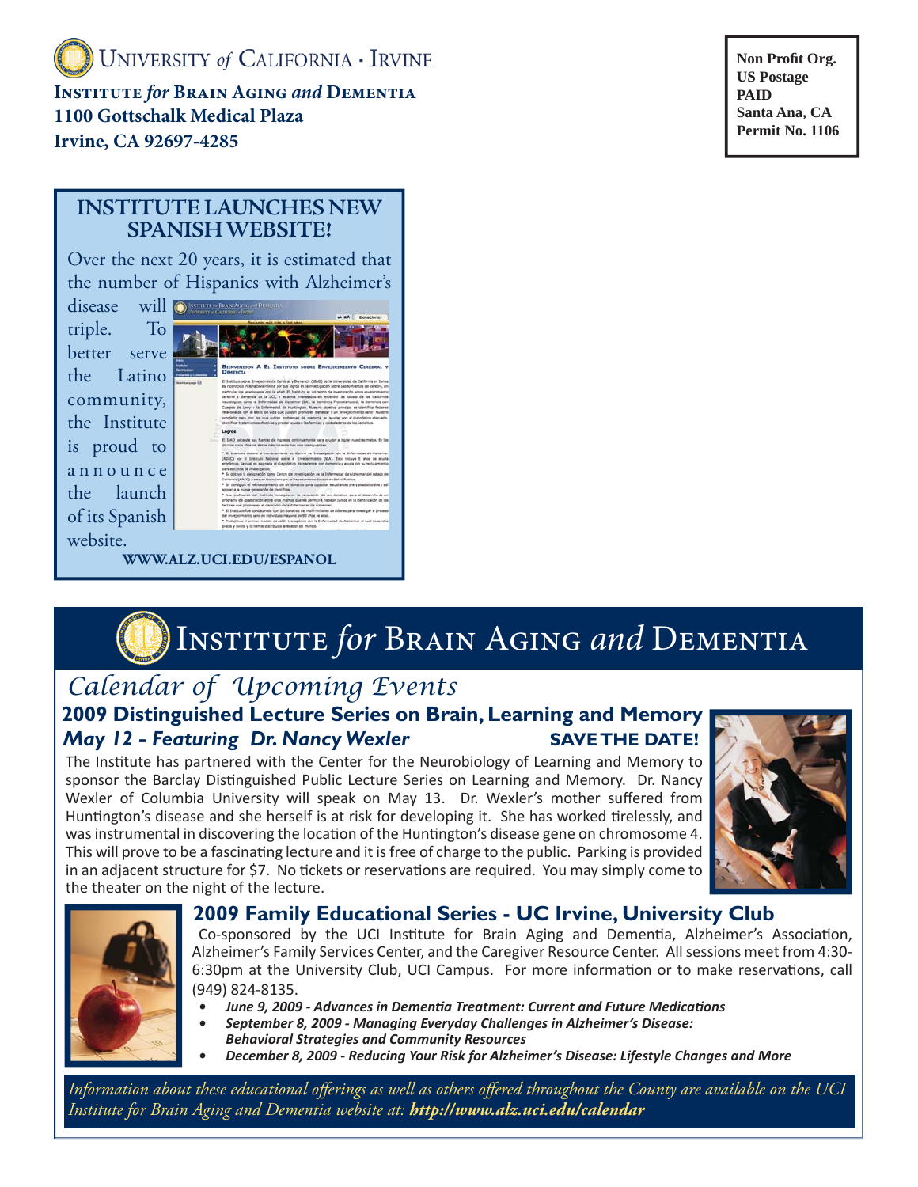University *of* California · Irvine

**Institute *for* Brain Aging *and* Dementia**
**1100 Gottschalk Medical Plaza**
**Irvine, CA 92697-4285**

**Non Profit Org.**
**US Postage**
**PAID**
**Santa Ana, CA**
**Permit No. 1106**

## INSTITUTE LAUNCHES NEW SPANISH WEBSITE!

Over the next 20 years, it is estimated that the number of Hispanics with Alzheimer's disease will triple. To better serve the Latino community, the Institute is proud to announce the launch of its Spanish website.

**WWW.ALZ.UCI.EDU/ESPANOL**

# Institute *for* Brain Aging *and* Dementia

## *Calendar of Upcoming Events*

### 2009 Distinguished Lecture Series on Brain, Learning and Memory

***May 12 - Featuring Dr. Nancy Wexler*** **SAVE THE DATE!**

The Institute has partnered with the Center for the Neurobiology of Learning and Memory to sponsor the Barclay Distinguished Public Lecture Series on Learning and Memory. Dr. Nancy Wexler of Columbia University will speak on May 13. Dr. Wexler's mother suffered from Huntington's disease and she herself is at risk for developing it. She has worked tirelessly, and was instrumental in discovering the location of the Huntington's disease gene on chromosome 4. This will prove to be a fascinating lecture and it is free of charge to the public. Parking is provided in an adjacent structure for $7. No tickets or reservations are required. You may simply come to the theater on the night of the lecture.

### 2009 Family Educational Series - UC Irvine, University Club

Co-sponsored by the UCI Institute for Brain Aging and Dementia, Alzheimer's Association, Alzheimer's Family Services Center, and the Caregiver Resource Center. All sessions meet from 4:30-6:30pm at the University Club, UCI Campus. For more information or to make reservations, call (949) 824-8135.

- ***June 9, 2009 - Advances in Dementia Treatment: Current and Future Medications***
- ***September 8, 2009 - Managing Everyday Challenges in Alzheimer's Disease: Behavioral Strategies and Community Resources***
- ***December 8, 2009 - Reducing Your Risk for Alzheimer's Disease: Lifestyle Changes and More***

*Information about these educational offerings as well as others offered throughout the County are available on the UCI Institute for Brain Aging and Dementia website at:* ***http://www.alz.uci.edu/calendar***